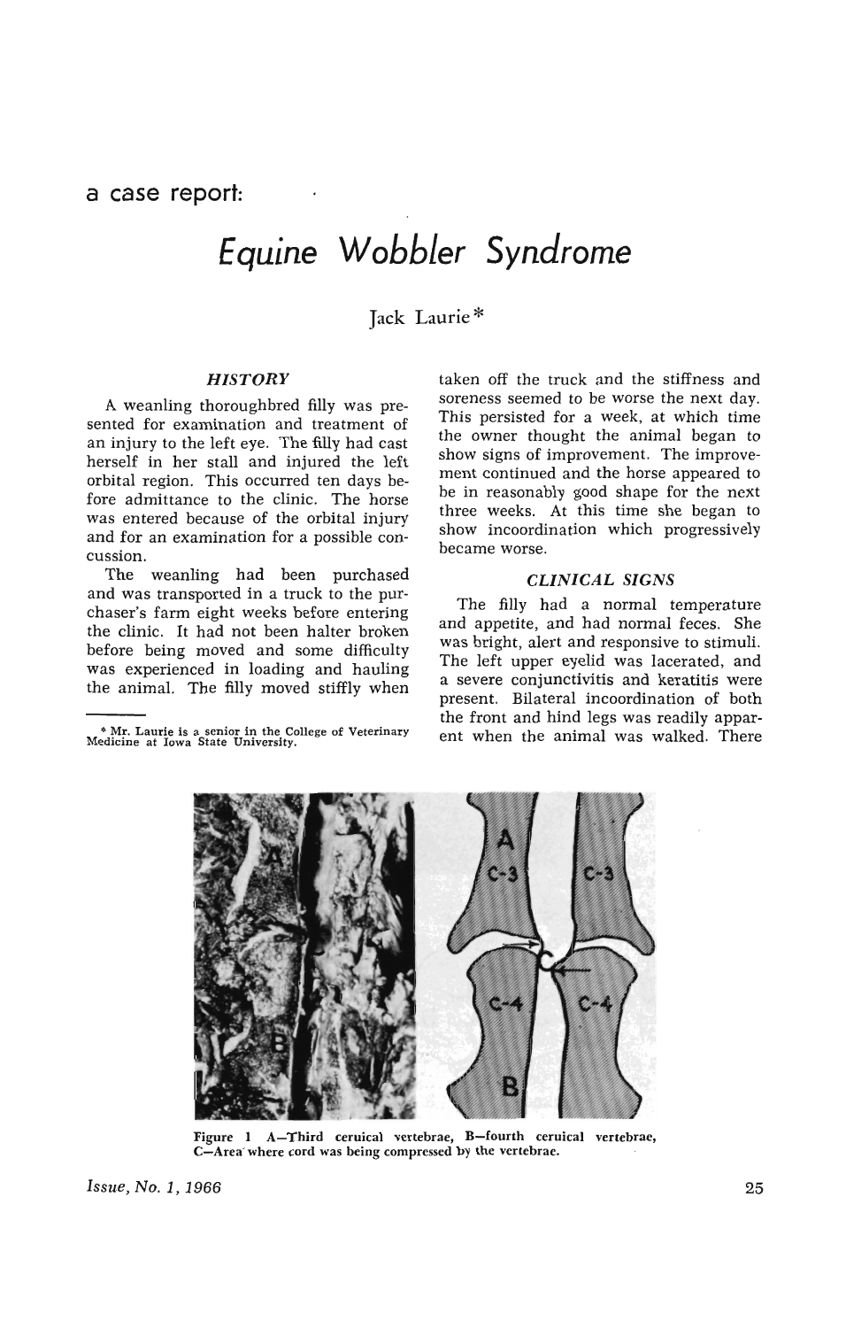a case report:

# *Equine Wobbler Syndrome*

Jack Laurie*

### *HISTORY*

A weanling thoroughbred filly was presented for examination and treatment of an injury to the left eye. The filly had cast herself in her stall and injured the left orbital region. This occurred ten days before admittance to the clinic. The horse was entered because of the orbital injury and for an examination for a possible concussion.

The weanling had been purchased and was transported in a truck to the purchaser's farm eight weeks before entering the clinic. It had not been halter broken before being moved and some difficulty was experienced in loading and hauling the animal. The filly moved stiffly when taken off the truck and the stiffness and soreness seemed to be worse the next day. This persisted for a week, at which time the owner thought the animal began to show signs of improvement. The improvement continued and the horse appeared to be in reasonably good shape for the next three weeks. At this time she began to show incoordination which progressively became worse.

### *CLINICAL SIGNS*

The filly had a normal temperature and appetite, and had normal feces. She was bright, alert and responsive to stimuli. The left upper eyelid was lacerated, and a severe conjunctivitis and keratitis were present. Bilateral incoordination of both the front and hind legs was readily apparent when the animal was walked. There

Figure 1 A—Third ceruical vertebrae, B—fourth ceruical vertebrae, C—Area where cord was being compressed by the vertebrae.

* Mr. Laurie is a senior in the College of Veterinary Medicine at Iowa State University.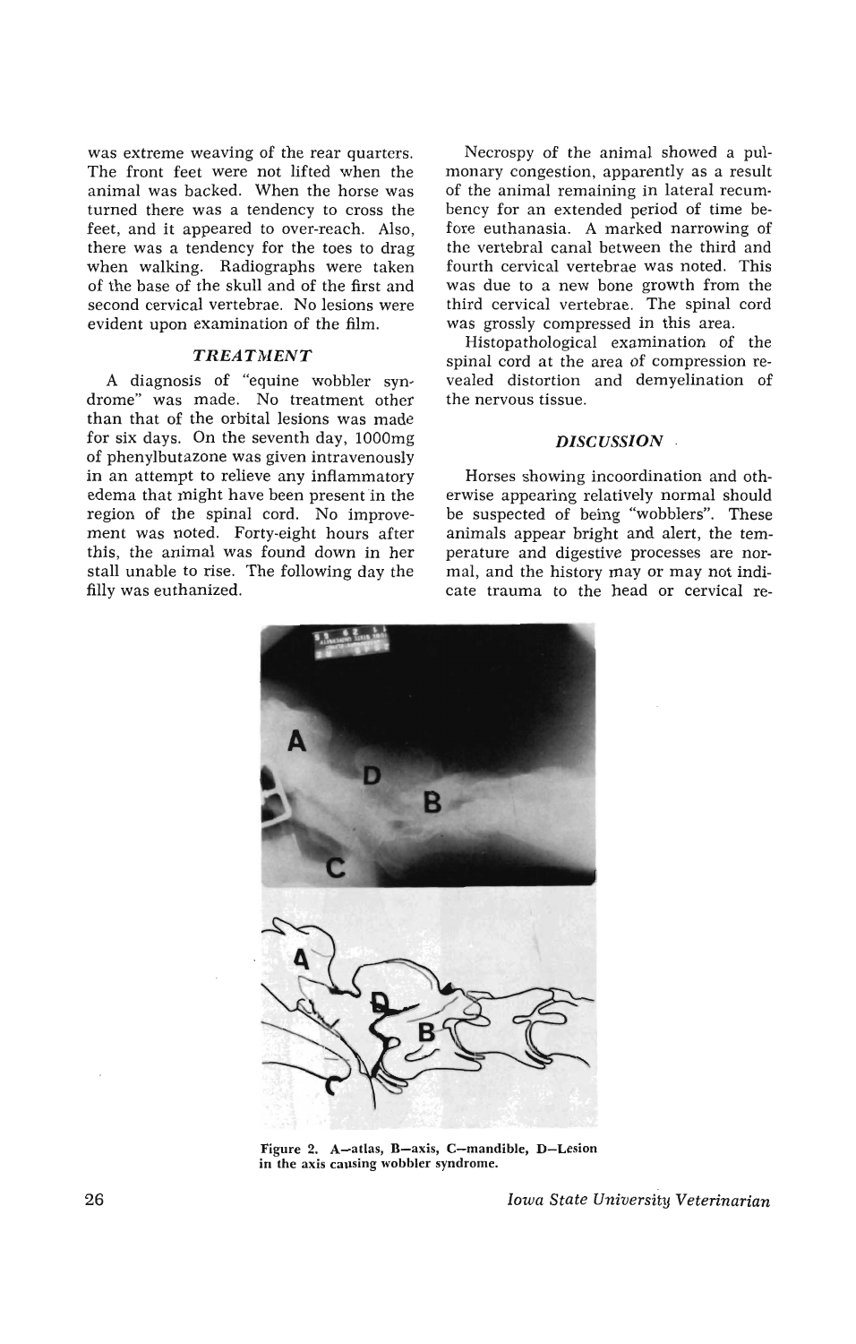was extreme weaving of the rear quarters. The front feet were not lifted when the animal was backed. When the horse was turned there was a tendency to cross the feet, and it appeared to over-reach. Also, there was a tendency for the toes to drag when walking. Radiographs were taken of the base of the skull and of the first and second cervical vertebrae. No lesions were evident upon examination of the film.

### *TREATMENT*

A diagnosis of "equine wobbler syndrome" was made. No treatment other than that of the orbital lesions was made for six days. On the seventh day, 1000mg of phenylbutazone was given intravenously in an attempt to relieve any inflammatory edema that might have been present in the region of the spinal cord. No improvement was noted. Forty-eight hours after this, the animal was found down in her stall unable to rise. The following day the filly was euthanized.

Necrospy of the animal showed a pulmonary congestion, apparently as a result of the animal remaining in lateral recumbency for an extended period of time before euthanasia. A marked narrowing of the vertebral canal between the third and fourth cervical vertebrae was noted. This was due to a new bone growth from the third cervical vertebrae. The spinal cord was grossly compressed in this area.

Histopathological examination of the spinal cord at the area of compression revealed distortion and demyelination of the nervous tissue.

### *DISCUSSION*

Horses showing incoordination and otherwise appearing relatively normal should be suspected of being "wobblers". These animals appear bright and alert, the temperature and digestive processes are normal, and the history may or may not indicate trauma to the head or cervical re-

Figure 2. A—atlas, B—axis, C—mandible, D—Lesion in the axis causing wobbler syndrome.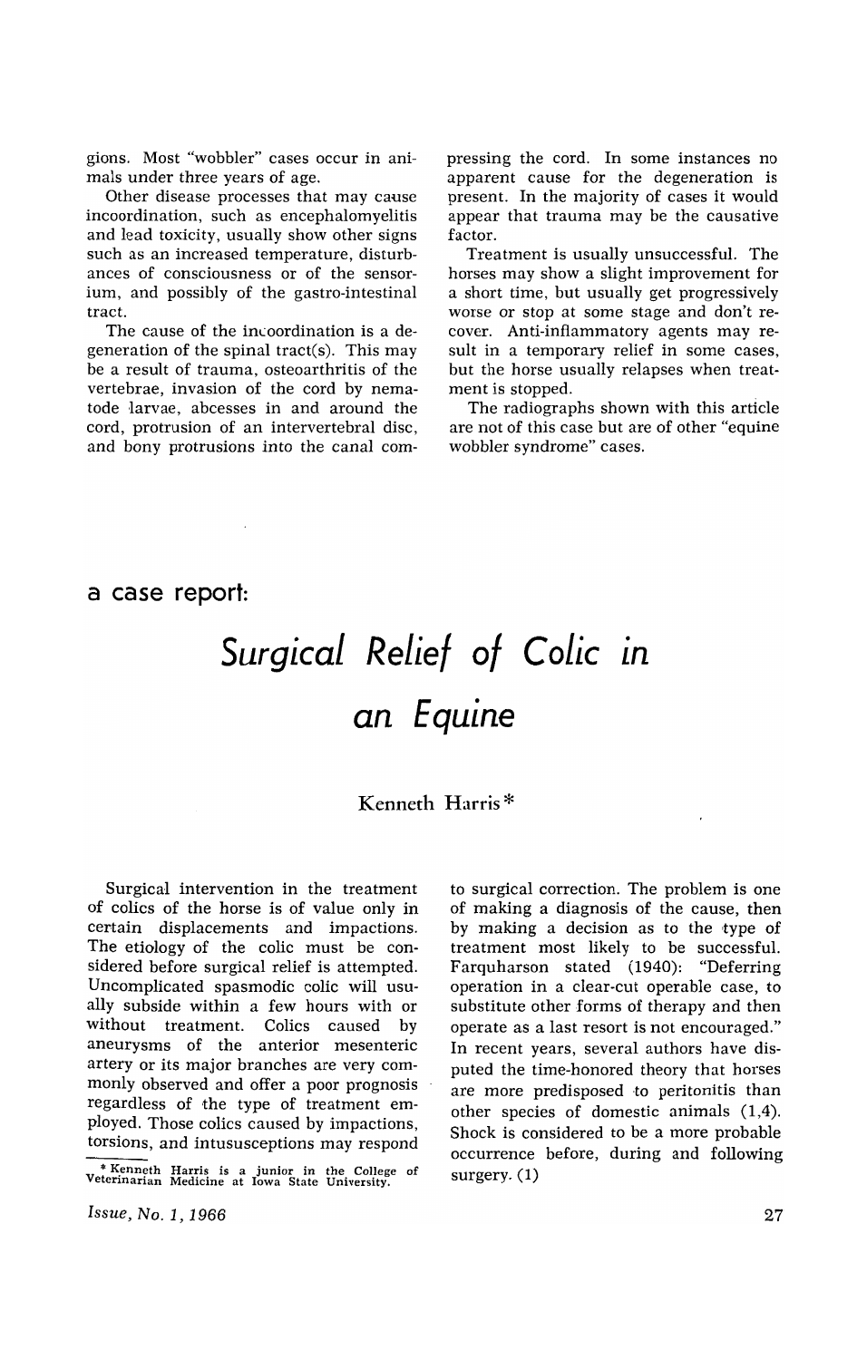gions. Most "wobbler" cases occur in animals under three years of age.

Other disease processes that may cause incoordination, such as encephalomyelitis and lead toxicity, usually show other signs such as an increased temperature, disturbances of consciousness or of the sensorium, and possibly of the gastro-intestinal tract.

The cause of the incoordination is a degeneration of the spinal tract(s). This may be a result of trauma, osteoarthritis of the vertebrae, invasion of the cord by nematode larvae, abcesses in and around the cord, protrusion of an intervertebral disc, and bony protrusions into the canal compressing the cord. In some instances no apparent cause for the degeneration is present. In the majority of cases it would appear that trauma may be the causative factor.

Treatment is usually unsuccessful. The horses may show a slight improvement for a short time, but usually get progressively worse or stop at some stage and don't recover. Anti-inflammatory agents may result in a temporary relief in some cases, but the horse usually relapses when treatment is stopped.

The radiographs shown with this article are not of this case but are of other "equine wobbler syndrome" cases.

## a case report:

# *Surgical Relief of Colic in an Equine*

Kenneth Harris*

Surgical intervention in the treatment of colics of the horse is of value only in certain displacements and impactions. The etiology of the colic must be considered before surgical relief is attempted. Uncomplicated spasmodic colic will usually subside within a few hours with or without treatment. Colics caused by aneurysms of the anterior mesenteric artery or its major branches are very commonly observed and offer a poor prognosis regardless of the type of treatment employed. Those colics caused by impactions, torsions, and intususceptions may respond to surgical correction. The problem is one of making a diagnosis of the cause, then by making a decision as to the type of treatment most likely to be successful. Farquharson stated (1940): "Deferring operation in a clear-cut operable case, to substitute other forms of therapy and then operate as a last resort is not encouraged." In recent years, several authors have disputed the time-honored theory that horses are more predisposed to peritonitis than other species of domestic animals (1,4). Shock is considered to be a more probable occurrence before, during and following surgery. (1)

\* Kenneth Harris is a junior in the College of Veterinarian Medicine at Iowa State University.